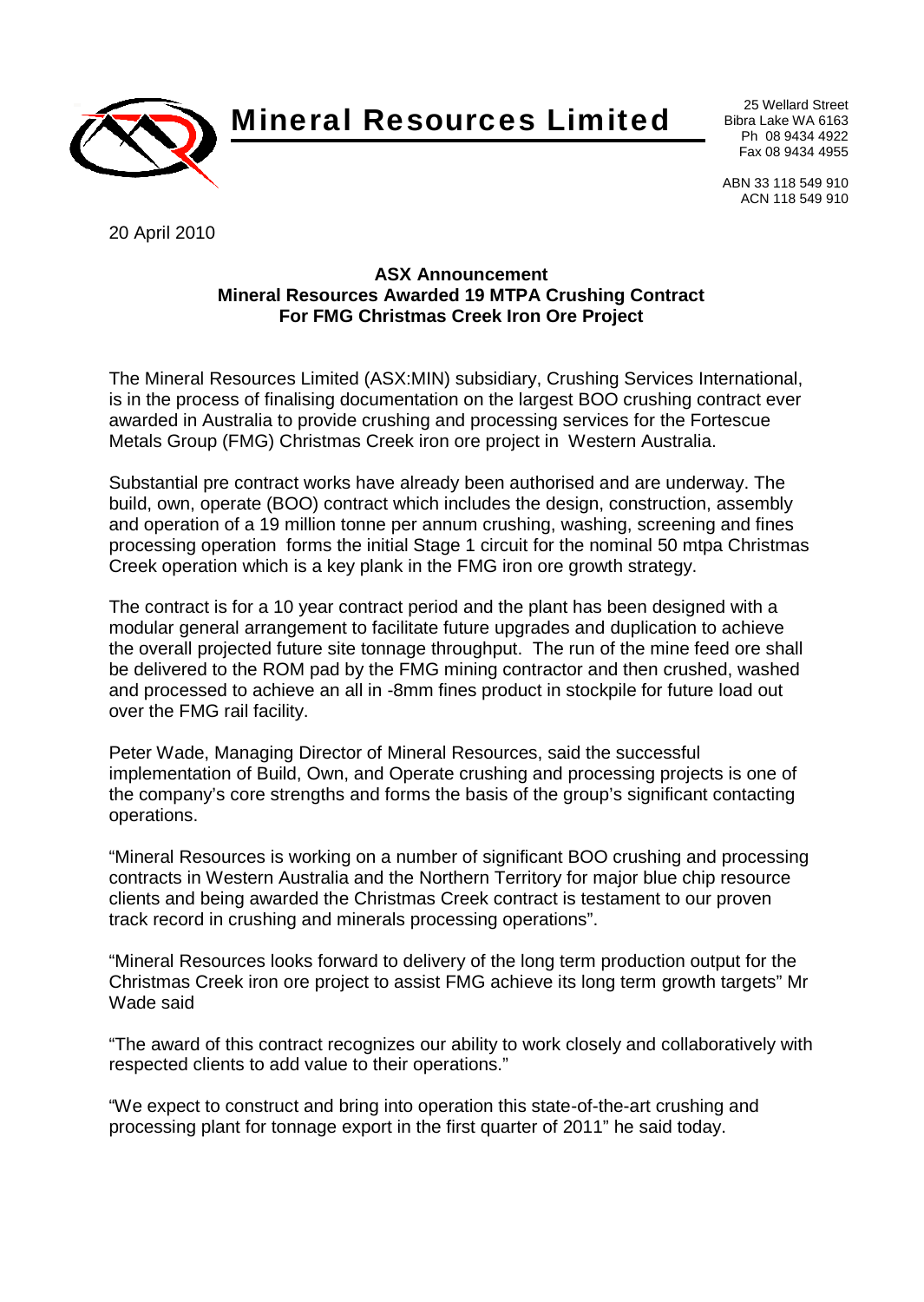# Mineral Resources Limited

25 Wellard Street
Bibra Lake WA 6163
Ph 08 9434 4922
Fax 08 9434 4955

ABN 33 118 549 910
ACN 118 549 910

20 April 2010

**ASX Announcement**
**Mineral Resources Awarded 19 MTPA Crushing Contract**
**For FMG Christmas Creek Iron Ore Project**

The Mineral Resources Limited (ASX:MIN) subsidiary, Crushing Services International, is in the process of finalising documentation on the largest BOO crushing contract ever awarded in Australia to provide crushing and processing services for the Fortescue Metals Group (FMG) Christmas Creek iron ore project in Western Australia.

Substantial pre contract works have already been authorised and are underway. The build, own, operate (BOO) contract which includes the design, construction, assembly and operation of a 19 million tonne per annum crushing, washing, screening and fines processing operation forms the initial Stage 1 circuit for the nominal 50 mtpa Christmas Creek operation which is a key plank in the FMG iron ore growth strategy.

The contract is for a 10 year contract period and the plant has been designed with a modular general arrangement to facilitate future upgrades and duplication to achieve the overall projected future site tonnage throughput. The run of the mine feed ore shall be delivered to the ROM pad by the FMG mining contractor and then crushed, washed and processed to achieve an all in -8mm fines product in stockpile for future load out over the FMG rail facility.

Peter Wade, Managing Director of Mineral Resources, said the successful implementation of Build, Own, and Operate crushing and processing projects is one of the company's core strengths and forms the basis of the group's significant contacting operations.

"Mineral Resources is working on a number of significant BOO crushing and processing contracts in Western Australia and the Northern Territory for major blue chip resource clients and being awarded the Christmas Creek contract is testament to our proven track record in crushing and minerals processing operations".

"Mineral Resources looks forward to delivery of the long term production output for the Christmas Creek iron ore project to assist FMG achieve its long term growth targets" Mr Wade said

"The award of this contract recognizes our ability to work closely and collaboratively with respected clients to add value to their operations."

"We expect to construct and bring into operation this state-of-the-art crushing and processing plant for tonnage export in the first quarter of 2011" he said today.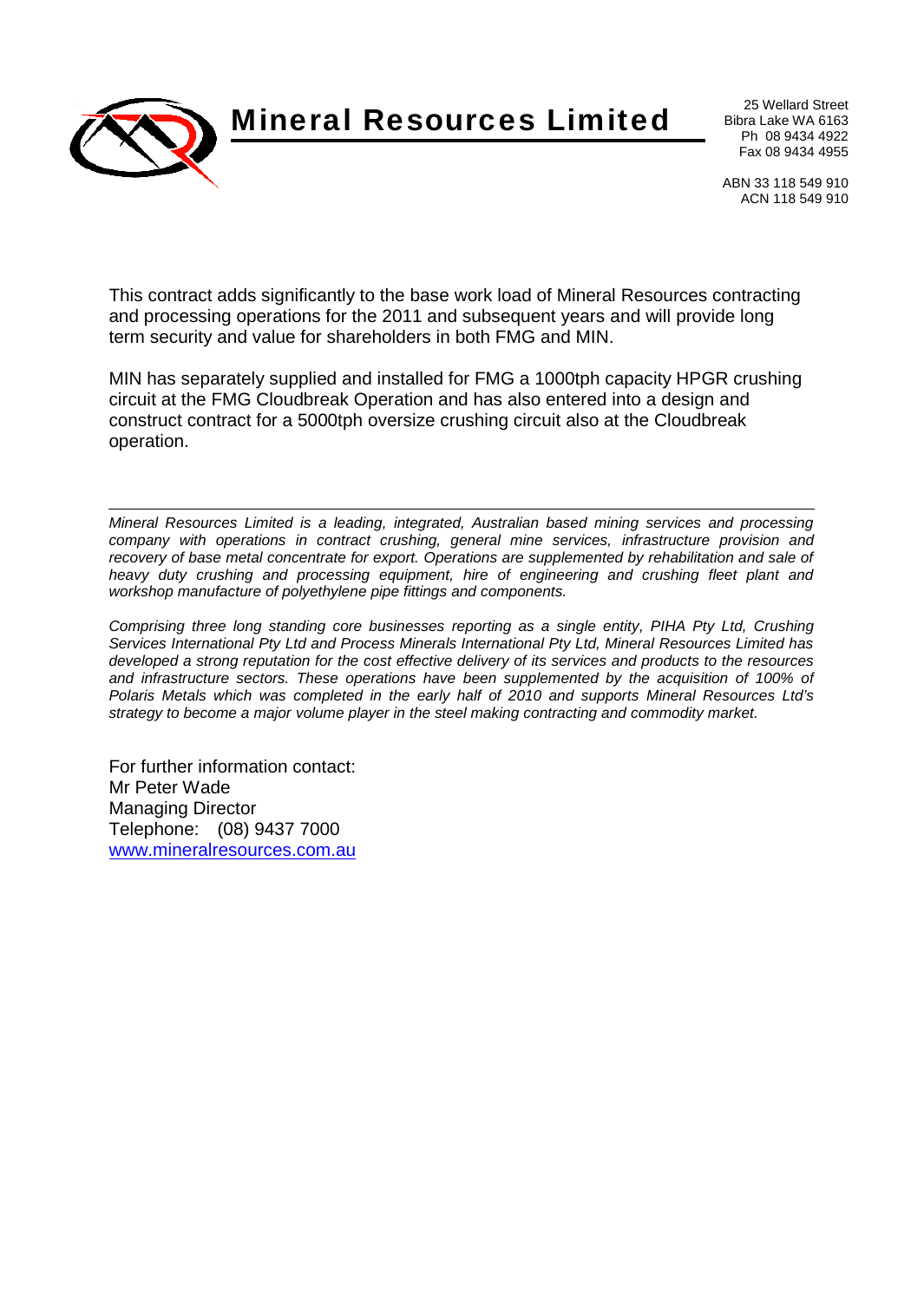# Mineral Resources Limited

25 Wellard Street
Bibra Lake WA 6163
Ph 08 9434 4922
Fax 08 9434 4955

ABN 33 118 549 910
ACN 118 549 910

This contract adds significantly to the base work load of Mineral Resources contracting and processing operations for the 2011 and subsequent years and will provide long term security and value for shareholders in both FMG and MIN.

MIN has separately supplied and installed for FMG a 1000tph capacity HPGR crushing circuit at the FMG Cloudbreak Operation and has also entered into a design and construct contract for a 5000tph oversize crushing circuit also at the Cloudbreak operation.

---

*Mineral Resources Limited is a leading, integrated, Australian based mining services and processing company with operations in contract crushing, general mine services, infrastructure provision and recovery of base metal concentrate for export. Operations are supplemented by rehabilitation and sale of heavy duty crushing and processing equipment, hire of engineering and crushing fleet plant and workshop manufacture of polyethylene pipe fittings and components.*

*Comprising three long standing core businesses reporting as a single entity, PIHA Pty Ltd, Crushing Services International Pty Ltd and Process Minerals International Pty Ltd, Mineral Resources Limited has developed a strong reputation for the cost effective delivery of its services and products to the resources and infrastructure sectors. These operations have been supplemented by the acquisition of 100% of Polaris Metals which was completed in the early half of 2010 and supports Mineral Resources Ltd's strategy to become a major volume player in the steel making contracting and commodity market.*

For further information contact:
Mr Peter Wade
Managing Director
Telephone: (08) 9437 7000
www.mineralresources.com.au